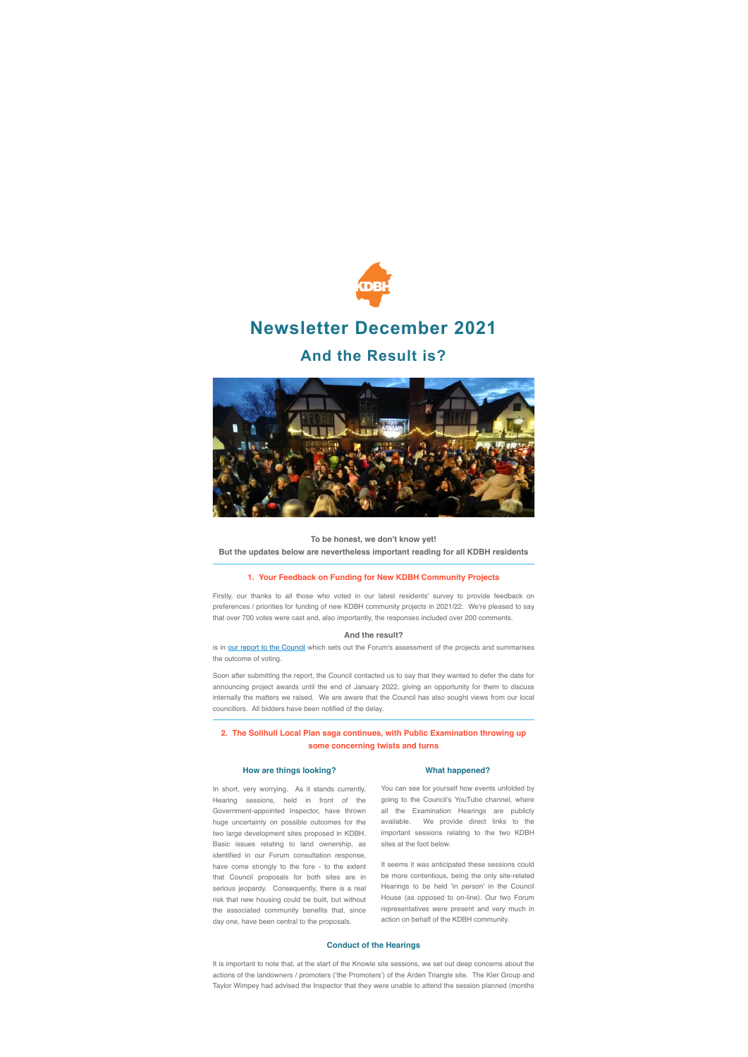# Newsletter December 2021

## And the Result is?

**To be honest, we don't know yet!**

**But the updates below are nevertheless important reading for all KDBH residents**

---

### 1. Your Feedback on Funding for New KDBH Community Projects

Firstly, our thanks to all those who voted in our latest residents' survey to provide feedback on preferences / priorities for funding of new KDBH community projects in 2021/22. We're pleased to say that over 700 votes were cast and, also importantly, the responses included over 200 comments.

**And the result?**

is in [our report to the Council] which sets out the Forum's assessment of the projects and summarises the outcome of voting.

Soon after submitting the report, the Council contacted us to say that they wanted to defer the date for announcing project awards until the end of January 2022, giving an opportunity for them to discuss internally the matters we raised. We are aware that the Council has also sought views from our local councillors. All bidders have been notified of the delay.

---

### 2. The Solihull Local Plan saga continues, with Public Examination throwing up some concerning twists and turns

#### How are things looking?

In short, very worrying. As it stands currently, Hearing sessions, held in front of the Government-appointed Inspector, have thrown huge uncertainty on possible outcomes for the two large development sites proposed in KDBH. Basic issues relating to land ownership, as identified in our Forum consultation response, have come strongly to the fore - to the extent that Council proposals for both sites are in serious jeopardy. Consequently, there is a real risk that new housing could be built, but without the associated community benefits that, since day one, have been central to the proposals.

#### What happened?

You can see for yourself how events unfolded by going to the Council's YouTube channel, where all the Examination Hearings are publicly available. We provide direct links to the important sessions relating to the two KDBH sites at the foot below.

It seems it was anticipated these sessions could be more contentious, being the only site-related Hearings to be held 'in person' in the Council House (as opposed to on-line). Our two Forum representatives were present and very much in action on behalf of the KDBH community.

#### Conduct of the Hearings

It is important to note that, at the start of the Knowle site sessions, we set out deep concerns about the actions of the landowners / promoters ('the Promoters') of the Arden Triangle site. The Kler Group and Taylor Wimpey had advised the Inspector that they were unable to attend the session planned (months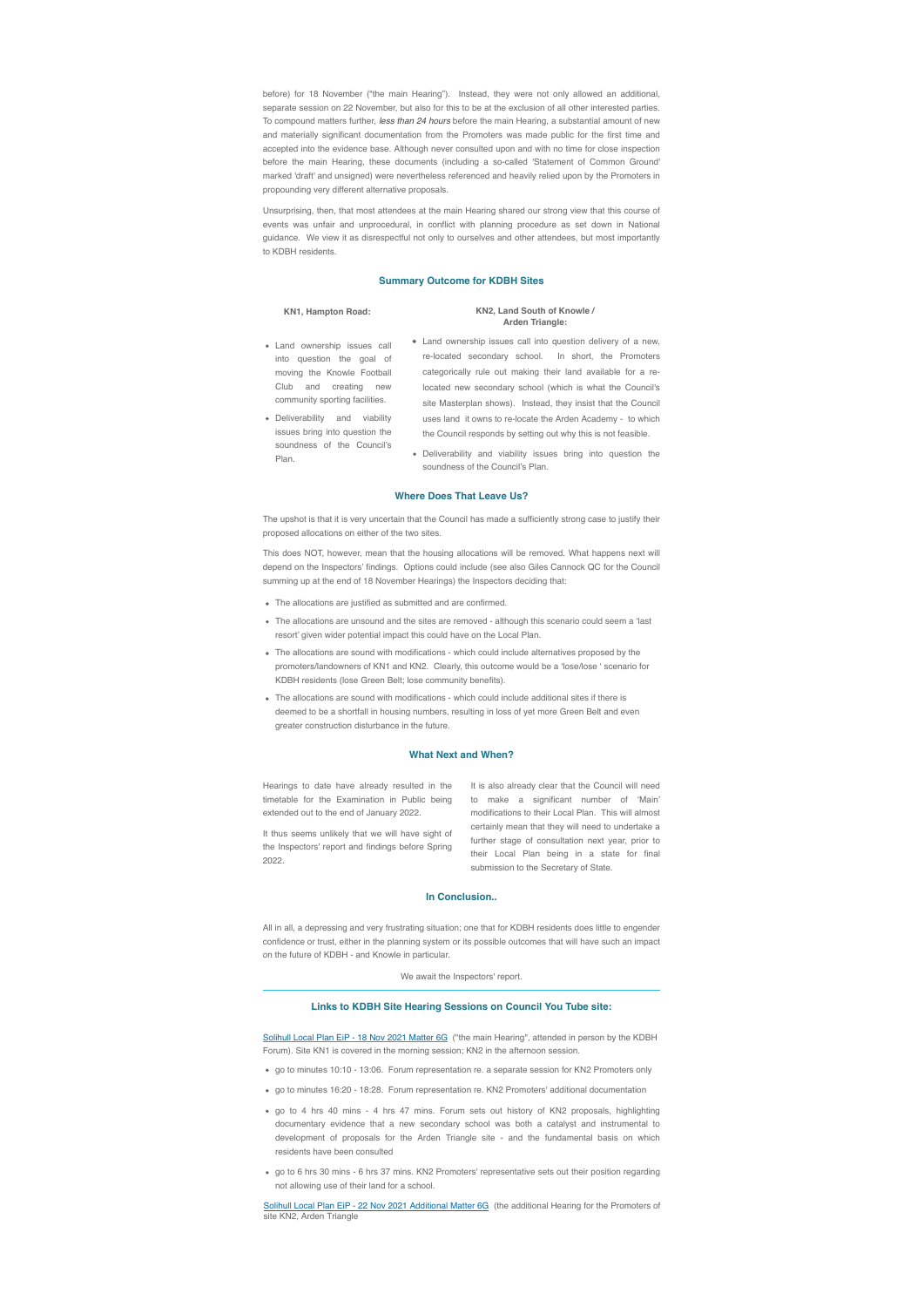before) for 18 November ("the main Hearing"). Instead, they were not only allowed an additional, separate session on 22 November, but also for this to be at the exclusion of all other interested parties. To compound matters further, *less than 24 hours* before the main Hearing, a substantial amount of new and materially significant documentation from the Promoters was made public for the first time and accepted into the evidence base. Although never consulted upon and with no time for close inspection before the main Hearing, these documents (including a so-called 'Statement of Common Ground' marked 'draft' and unsigned) were nevertheless referenced and heavily relied upon by the Promoters in propounding very different alternative proposals.

Unsurprising, then, that most attendees at the main Hearing shared our strong view that this course of events was unfair and unprocedural, in conflict with planning procedure as set down in National guidance. We view it as disrespectful not only to ourselves and other attendees, but most importantly to KDBH residents.

## Summary Outcome for KDBH Sites

**KN1, Hampton Road:**

- Land ownership issues call into question the goal of moving the Knowle Football Club and creating new community sporting facilities.
- Deliverability and viability issues bring into question the soundness of the Council's Plan.

**KN2, Land South of Knowle / Arden Triangle:**

- Land ownership issues call into question delivery of a new, re-located secondary school. In short, the Promoters categorically rule out making their land available for a re-located new secondary school (which is what the Council's site Masterplan shows). Instead, they insist that the Council uses land it owns to re-locate the Arden Academy - to which the Council responds by setting out why this is not feasible.
- Deliverability and viability issues bring into question the soundness of the Council's Plan.

## Where Does That Leave Us?

The upshot is that it is very uncertain that the Council has made a sufficiently strong case to justify their proposed allocations on either of the two sites.

This does NOT, however, mean that the housing allocations will be removed. What happens next will depend on the Inspectors' findings. Options could include (see also Giles Cannock QC for the Council summing up at the end of 18 November Hearings) the Inspectors deciding that:

- The allocations are justified as submitted and are confirmed.
- The allocations are unsound and the sites are removed - although this scenario could seem a 'last resort' given wider potential impact this could have on the Local Plan.
- The allocations are sound with modifications - which could include alternatives proposed by the promoters/landowners of KN1 and KN2. Clearly, this outcome would be a 'lose/lose ' scenario for KDBH residents (lose Green Belt; lose community benefits).
- The allocations are sound with modifications - which could include additional sites if there is deemed to be a shortfall in housing numbers, resulting in loss of yet more Green Belt and even greater construction disturbance in the future.

## What Next and When?

Hearings to date have already resulted in the timetable for the Examination in Public being extended out to the end of January 2022.

It thus seems unlikely that we will have sight of the Inspectors' report and findings before Spring 2022.

It is also already clear that the Council will need to make a significant number of 'Main' modifications to their Local Plan. This will almost certainly mean that they will need to undertake a further stage of consultation next year, prior to their Local Plan being in a state for final submission to the Secretary of State.

## In Conclusion..

All in all, a depressing and very frustrating situation; one that for KDBH residents does little to engender confidence or trust, either in the planning system or its possible outcomes that will have such an impact on the future of KDBH - and Knowle in particular.

We await the Inspectors' report.

---

## Links to KDBH Site Hearing Sessions on Council You Tube site:

Solihull Local Plan EiP - 18 Nov 2021 Matter 6G ("the main Hearing", attended in person by the KDBH Forum). Site KN1 is covered in the morning session; KN2 in the afternoon session.

- go to minutes 10:10 - 13:06. Forum representation re. a separate session for KN2 Promoters only
- go to minutes 16:20 - 18:28. Forum representation re. KN2 Promoters' additional documentation
- go to 4 hrs 40 mins - 4 hrs 47 mins. Forum sets out history of KN2 proposals, highlighting documentary evidence that a new secondary school was both a catalyst and instrumental to development of proposals for the Arden Triangle site - and the fundamental basis on which residents have been consulted
- go to 6 hrs 30 mins - 6 hrs 37 mins. KN2 Promoters' representative sets out their position regarding not allowing use of their land for a school.

Solihull Local Plan EiP - 22 Nov 2021 Additional Matter 6G (the additional Hearing for the Promoters of site KN2, Arden Triangle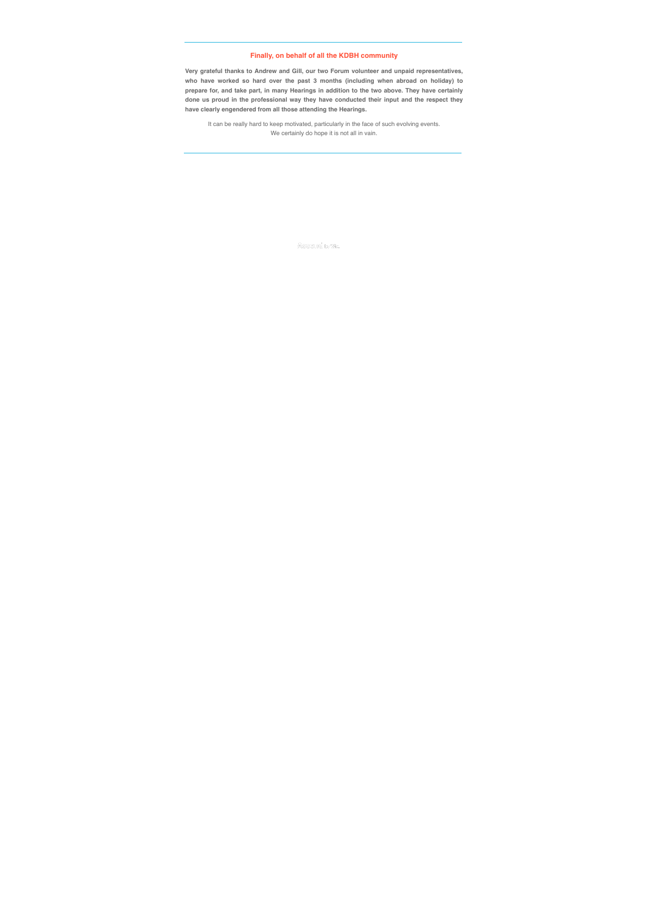---

## Finally, on behalf of all the KDBH community

**Very grateful thanks to Andrew and Gill, our two Forum volunteer and unpaid representatives, who have worked so hard over the past 3 months (including when abroad on holiday) to prepare for, and take part, in many Hearings in addition to the two above. They have certainly done us proud in the professional way they have conducted their input and the respect they have clearly engendered from all those attending the Hearings.**

It can be really hard to keep motivated, particularly in the face of such evolving events.
We certainly do hope it is not all in vain.

---